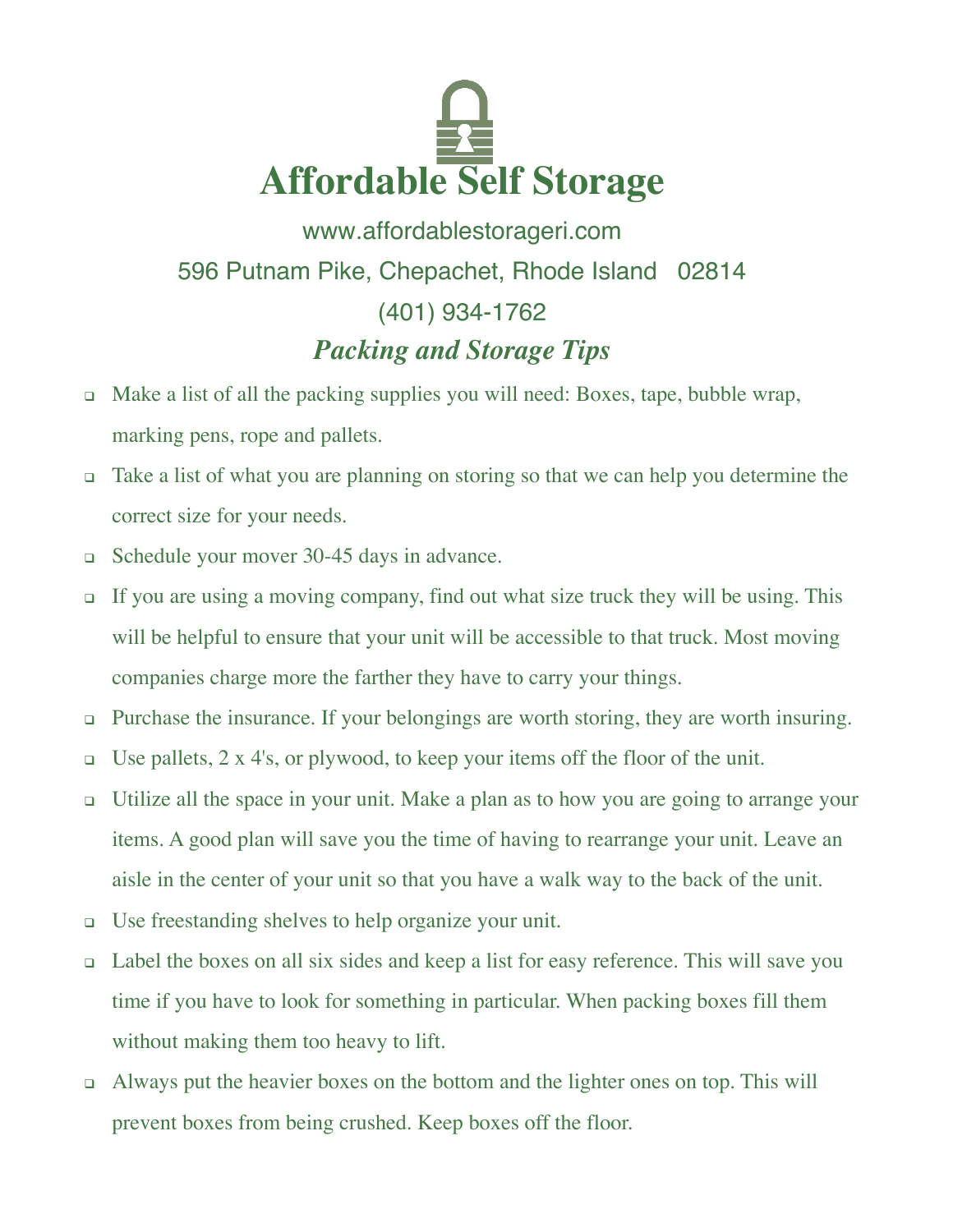# Affordable Self Storage

www.affordablestorageri.com

596 Putnam Pike, Chepachet, Rhode Island 02814

(401) 934-1762

## *Packing and Storage Tips*

- Make a list of all the packing supplies you will need: Boxes, tape, bubble wrap, marking pens, rope and pallets.
- Take a list of what you are planning on storing so that we can help you determine the correct size for your needs.
- Schedule your mover 30-45 days in advance.
- If you are using a moving company, find out what size truck they will be using. This will be helpful to ensure that your unit will be accessible to that truck. Most moving companies charge more the farther they have to carry your things.
- Purchase the insurance. If your belongings are worth storing, they are worth insuring.
- Use pallets, 2 x 4's, or plywood, to keep your items off the floor of the unit.
- Utilize all the space in your unit. Make a plan as to how you are going to arrange your items. A good plan will save you the time of having to rearrange your unit. Leave an aisle in the center of your unit so that you have a walk way to the back of the unit.
- Use freestanding shelves to help organize your unit.
- Label the boxes on all six sides and keep a list for easy reference. This will save you time if you have to look for something in particular. When packing boxes fill them without making them too heavy to lift.
- Always put the heavier boxes on the bottom and the lighter ones on top. This will prevent boxes from being crushed. Keep boxes off the floor.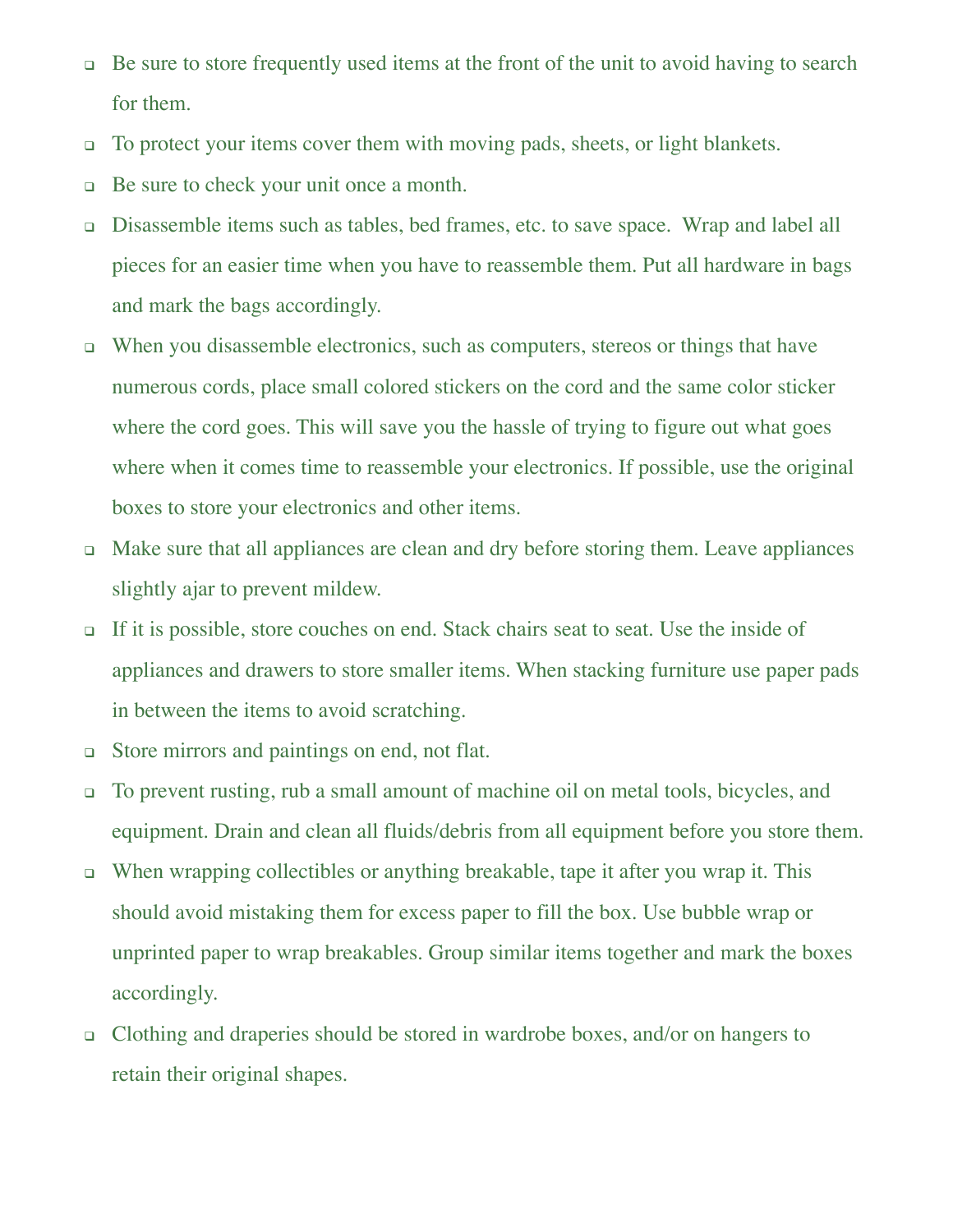- Be sure to store frequently used items at the front of the unit to avoid having to search for them.
- To protect your items cover them with moving pads, sheets, or light blankets.
- Be sure to check your unit once a month.
- Disassemble items such as tables, bed frames, etc. to save space. Wrap and label all pieces for an easier time when you have to reassemble them. Put all hardware in bags and mark the bags accordingly.
- When you disassemble electronics, such as computers, stereos or things that have numerous cords, place small colored stickers on the cord and the same color sticker where the cord goes. This will save you the hassle of trying to figure out what goes where when it comes time to reassemble your electronics. If possible, use the original boxes to store your electronics and other items.
- Make sure that all appliances are clean and dry before storing them. Leave appliances slightly ajar to prevent mildew.
- If it is possible, store couches on end. Stack chairs seat to seat. Use the inside of appliances and drawers to store smaller items. When stacking furniture use paper pads in between the items to avoid scratching.
- Store mirrors and paintings on end, not flat.
- To prevent rusting, rub a small amount of machine oil on metal tools, bicycles, and equipment. Drain and clean all fluids/debris from all equipment before you store them.
- When wrapping collectibles or anything breakable, tape it after you wrap it. This should avoid mistaking them for excess paper to fill the box. Use bubble wrap or unprinted paper to wrap breakables. Group similar items together and mark the boxes accordingly.
- Clothing and draperies should be stored in wardrobe boxes, and/or on hangers to retain their original shapes.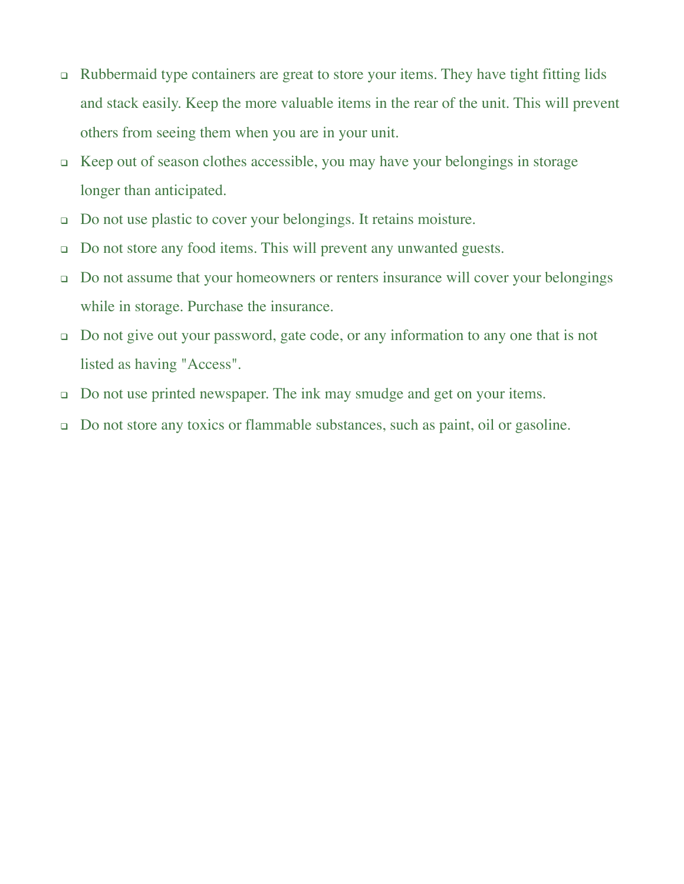- Rubbermaid type containers are great to store your items. They have tight fitting lids and stack easily. Keep the more valuable items in the rear of the unit. This will prevent others from seeing them when you are in your unit.
- Keep out of season clothes accessible, you may have your belongings in storage longer than anticipated.
- Do not use plastic to cover your belongings. It retains moisture.
- Do not store any food items. This will prevent any unwanted guests.
- Do not assume that your homeowners or renters insurance will cover your belongings while in storage. Purchase the insurance.
- Do not give out your password, gate code, or any information to any one that is not listed as having "Access".
- Do not use printed newspaper. The ink may smudge and get on your items.
- Do not store any toxics or flammable substances, such as paint, oil or gasoline.